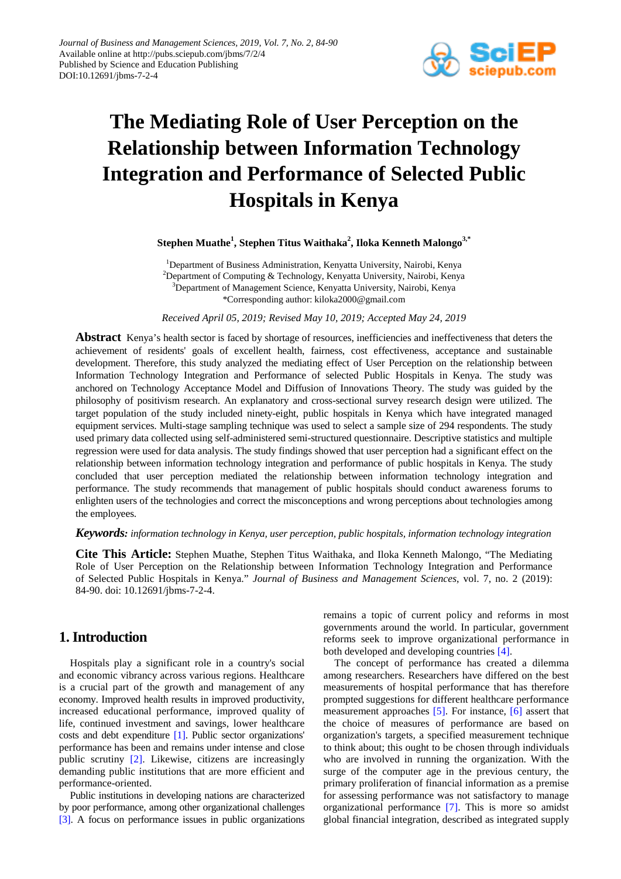# The Mediating Role of User Perception on the Relationship between Information Technology Integration and Performance of Selected Public Hospitals in Kenya

**Stephen Muathe[1], Stephen Titus Waithaka[2], Iloka Kenneth Malongo[3,*]**

[1]Department of Business Administration, Kenyatta University, Nairobi, Kenya
[2]Department of Computing & Technology, Kenyatta University, Nairobi, Kenya
[3]Department of Management Science, Kenyatta University, Nairobi, Kenya
*Corresponding author: kiloka2000@gmail.com

*Received April 05, 2019; Revised May 10, 2019; Accepted May 24, 2019*

**Abstract** Kenya's health sector is faced by shortage of resources, inefficiencies and ineffectiveness that deters the achievement of residents' goals of excellent health, fairness, cost effectiveness, acceptance and sustainable development. Therefore, this study analyzed the mediating effect of User Perception on the relationship between Information Technology Integration and Performance of selected Public Hospitals in Kenya. The study was anchored on Technology Acceptance Model and Diffusion of Innovations Theory. The study was guided by the philosophy of positivism research. An explanatory and cross-sectional survey research design were utilized. The target population of the study included ninety-eight, public hospitals in Kenya which have integrated managed equipment services. Multi-stage sampling technique was used to select a sample size of 294 respondents. The study used primary data collected using self-administered semi-structured questionnaire. Descriptive statistics and multiple regression were used for data analysis. The study findings showed that user perception had a significant effect on the relationship between information technology integration and performance of public hospitals in Kenya. The study concluded that user perception mediated the relationship between information technology integration and performance. The study recommends that management of public hospitals should conduct awareness forums to enlighten users of the technologies and correct the misconceptions and wrong perceptions about technologies among the employees.

***Keywords:*** *information technology in Kenya, user perception, public hospitals, information technology integration*

**Cite This Article:** Stephen Muathe, Stephen Titus Waithaka, and Iloka Kenneth Malongo, "The Mediating Role of User Perception on the Relationship between Information Technology Integration and Performance of Selected Public Hospitals in Kenya." *Journal of Business and Management Sciences*, vol. 7, no. 2 (2019): 84-90. doi: 10.12691/jbms-7-2-4.

## 1. Introduction

Hospitals play a significant role in a country's social and economic vibrancy across various regions. Healthcare is a crucial part of the growth and management of any economy. Improved health results in improved productivity, increased educational performance, improved quality of life, continued investment and savings, lower healthcare costs and debt expenditure [1]. Public sector organizations' performance has been and remains under intense and close public scrutiny [2]. Likewise, citizens are increasingly demanding public institutions that are more efficient and performance-oriented.

Public institutions in developing nations are characterized by poor performance, among other organizational challenges [3]. A focus on performance issues in public organizations remains a topic of current policy and reforms in most governments around the world. In particular, government reforms seek to improve organizational performance in both developed and developing countries [4].

The concept of performance has created a dilemma among researchers. Researchers have differed on the best measurements of hospital performance that has therefore prompted suggestions for different healthcare performance measurement approaches [5]. For instance, [6] assert that the choice of measures of performance are based on organization's targets, a specified measurement technique to think about; this ought to be chosen through individuals who are involved in running the organization. With the surge of the computer age in the previous century, the primary proliferation of financial information as a premise for assessing performance was not satisfactory to manage organizational performance [7]. This is more so amidst global financial integration, described as integrated supply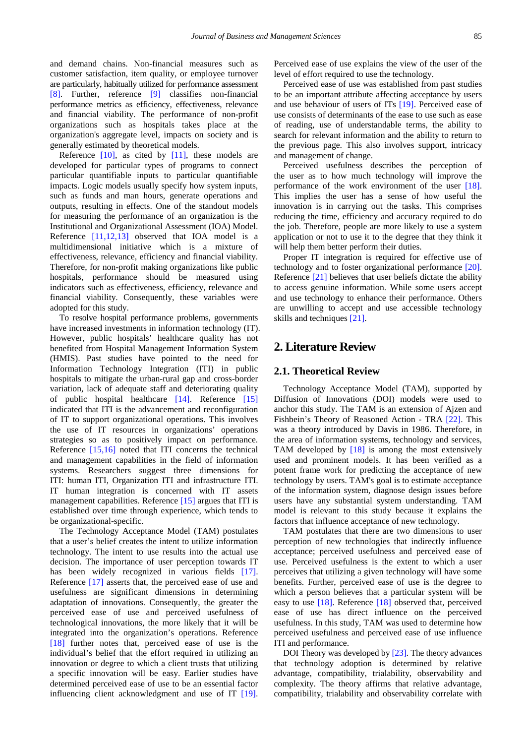and demand chains. Non-financial measures such as customer satisfaction, item quality, or employee turnover are particularly, habitually utilized for performance assessment [8]. Further, reference [9] classifies non-financial performance metrics as efficiency, effectiveness, relevance and financial viability. The performance of non-profit organizations such as hospitals takes place at the organization's aggregate level, impacts on society and is generally estimated by theoretical models.

Reference [10], as cited by [11], these models are developed for particular types of programs to connect particular quantifiable inputs to particular quantifiable impacts. Logic models usually specify how system inputs, such as funds and man hours, generate operations and outputs, resulting in effects. One of the standout models for measuring the performance of an organization is the Institutional and Organizational Assessment (IOA) Model. Reference [11,12,13] observed that IOA model is a multidimensional initiative which is a mixture of effectiveness, relevance, efficiency and financial viability. Therefore, for non-profit making organizations like public hospitals, performance should be measured using indicators such as effectiveness, efficiency, relevance and financial viability. Consequently, these variables were adopted for this study.

To resolve hospital performance problems, governments have increased investments in information technology (IT). However, public hospitals' healthcare quality has not benefited from Hospital Management Information System (HMIS). Past studies have pointed to the need for Information Technology Integration (ITI) in public hospitals to mitigate the urban-rural gap and cross-border variation, lack of adequate staff and deteriorating quality of public hospital healthcare [14]. Reference [15] indicated that ITI is the advancement and reconfiguration of IT to support organizational operations. This involves the use of IT resources in organizations' operations strategies so as to positively impact on performance. Reference [15,16] noted that ITI concerns the technical and management capabilities in the field of information systems. Researchers suggest three dimensions for ITI: human ITI, Organization ITI and infrastructure ITI. IT human integration is concerned with IT assets management capabilities. Reference [15] argues that ITI is established over time through experience, which tends to be organizational-specific.

The Technology Acceptance Model (TAM) postulates that a user's belief creates the intent to utilize information technology. The intent to use results into the actual use decision. The importance of user perception towards IT has been widely recognized in various fields [17]. Reference [17] asserts that, the perceived ease of use and usefulness are significant dimensions in determining adaptation of innovations. Consequently, the greater the perceived ease of use and perceived usefulness of technological innovations, the more likely that it will be integrated into the organization's operations. Reference [18] further notes that, perceived ease of use is the individual's belief that the effort required in utilizing an innovation or degree to which a client trusts that utilizing a specific innovation will be easy. Earlier studies have determined perceived ease of use to be an essential factor influencing client acknowledgment and use of IT [19]. Perceived ease of use explains the view of the user of the level of effort required to use the technology.

Perceived ease of use was established from past studies to be an important attribute affecting acceptance by users and use behaviour of users of ITs [19]. Perceived ease of use consists of determinants of the ease to use such as ease of reading, use of understandable terms, the ability to search for relevant information and the ability to return to the previous page. This also involves support, intricacy and management of change.

Perceived usefulness describes the perception of the user as to how much technology will improve the performance of the work environment of the user [18]. This implies the user has a sense of how useful the innovation is in carrying out the tasks. This comprises reducing the time, efficiency and accuracy required to do the job. Therefore, people are more likely to use a system application or not to use it to the degree that they think it will help them better perform their duties.

Proper IT integration is required for effective use of technology and to foster organizational performance [20]. Reference [21] believes that user beliefs dictate the ability to access genuine information. While some users accept and use technology to enhance their performance. Others are unwilling to accept and use accessible technology skills and techniques [21].

## 2. Literature Review

### 2.1. Theoretical Review

Technology Acceptance Model (TAM), supported by Diffusion of Innovations (DOI) models were used to anchor this study. The TAM is an extension of Ajzen and Fishbein's Theory of Reasoned Action - TRA [22]. This was a theory introduced by Davis in 1986. Therefore, in the area of information systems, technology and services, TAM developed by [18] is among the most extensively used and prominent models. It has been verified as a potent frame work for predicting the acceptance of new technology by users. TAM's goal is to estimate acceptance of the information system, diagnose design issues before users have any substantial system understanding. TAM model is relevant to this study because it explains the factors that influence acceptance of new technology.

TAM postulates that there are two dimensions to user perception of new technologies that indirectly influence acceptance; perceived usefulness and perceived ease of use. Perceived usefulness is the extent to which a user perceives that utilizing a given technology will have some benefits. Further, perceived ease of use is the degree to which a person believes that a particular system will be easy to use [18]. Reference [18] observed that, perceived ease of use has direct influence on the perceived usefulness. In this study, TAM was used to determine how perceived usefulness and perceived ease of use influence ITI and performance.

DOI Theory was developed by [23]. The theory advances that technology adoption is determined by relative advantage, compatibility, trialability, observability and complexity. The theory affirms that relative advantage, compatibility, trialability and observability correlate with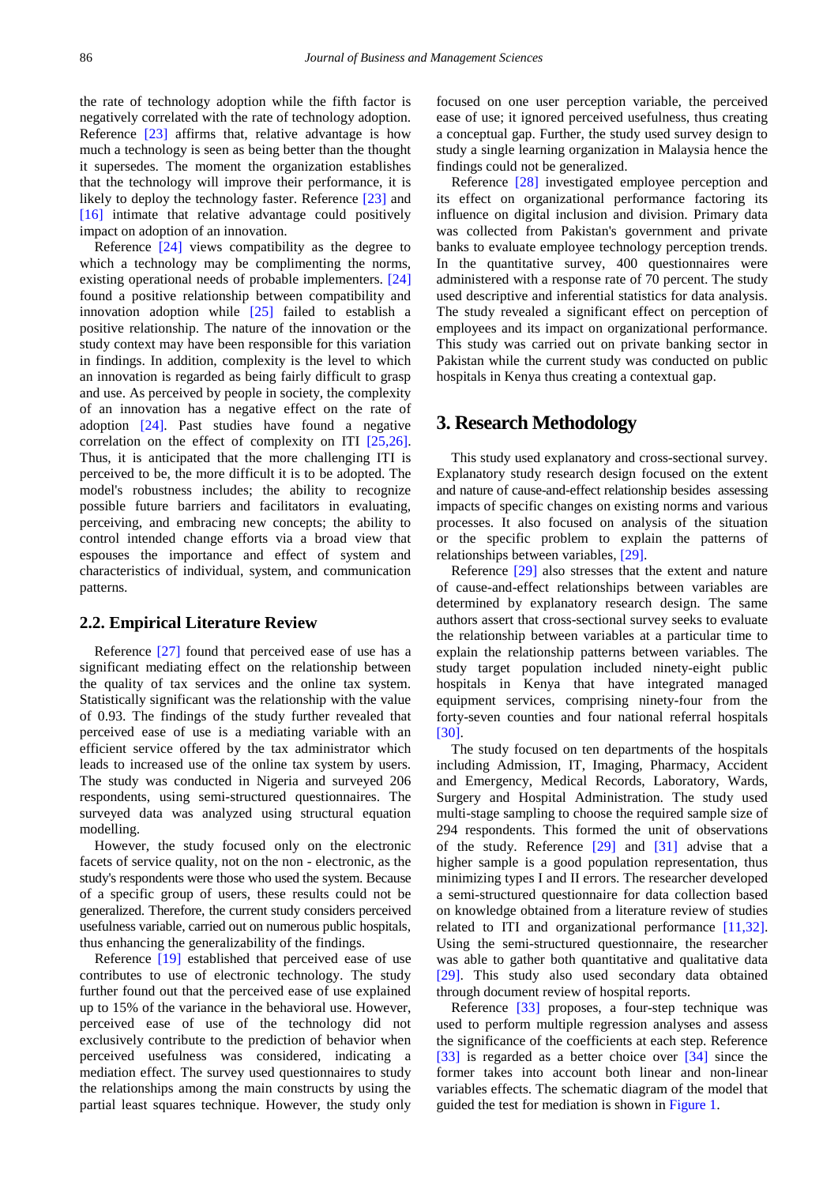the rate of technology adoption while the fifth factor is negatively correlated with the rate of technology adoption. Reference [23] affirms that, relative advantage is how much a technology is seen as being better than the thought it supersedes. The moment the organization establishes that the technology will improve their performance, it is likely to deploy the technology faster. Reference [23] and [16] intimate that relative advantage could positively impact on adoption of an innovation.

Reference [24] views compatibility as the degree to which a technology may be complimenting the norms, existing operational needs of probable implementers. [24] found a positive relationship between compatibility and innovation adoption while [25] failed to establish a positive relationship. The nature of the innovation or the study context may have been responsible for this variation in findings. In addition, complexity is the level to which an innovation is regarded as being fairly difficult to grasp and use. As perceived by people in society, the complexity of an innovation has a negative effect on the rate of adoption [24]. Past studies have found a negative correlation on the effect of complexity on ITI [25,26]. Thus, it is anticipated that the more challenging ITI is perceived to be, the more difficult it is to be adopted. The model's robustness includes; the ability to recognize possible future barriers and facilitators in evaluating, perceiving, and embracing new concepts; the ability to control intended change efforts via a broad view that espouses the importance and effect of system and characteristics of individual, system, and communication patterns.

## 2.2. Empirical Literature Review

Reference [27] found that perceived ease of use has a significant mediating effect on the relationship between the quality of tax services and the online tax system. Statistically significant was the relationship with the value of 0.93. The findings of the study further revealed that perceived ease of use is a mediating variable with an efficient service offered by the tax administrator which leads to increased use of the online tax system by users. The study was conducted in Nigeria and surveyed 206 respondents, using semi-structured questionnaires. The surveyed data was analyzed using structural equation modelling.

However, the study focused only on the electronic facets of service quality, not on the non - electronic, as the study's respondents were those who used the system. Because of a specific group of users, these results could not be generalized. Therefore, the current study considers perceived usefulness variable, carried out on numerous public hospitals, thus enhancing the generalizability of the findings.

Reference [19] established that perceived ease of use contributes to use of electronic technology. The study further found out that the perceived ease of use explained up to 15% of the variance in the behavioral use. However, perceived ease of use of the technology did not exclusively contribute to the prediction of behavior when perceived usefulness was considered, indicating a mediation effect. The survey used questionnaires to study the relationships among the main constructs by using the partial least squares technique. However, the study only focused on one user perception variable, the perceived ease of use; it ignored perceived usefulness, thus creating a conceptual gap. Further, the study used survey design to study a single learning organization in Malaysia hence the findings could not be generalized.

Reference [28] investigated employee perception and its effect on organizational performance factoring its influence on digital inclusion and division. Primary data was collected from Pakistan's government and private banks to evaluate employee technology perception trends. In the quantitative survey, 400 questionnaires were administered with a response rate of 70 percent. The study used descriptive and inferential statistics for data analysis. The study revealed a significant effect on perception of employees and its impact on organizational performance. This study was carried out on private banking sector in Pakistan while the current study was conducted on public hospitals in Kenya thus creating a contextual gap.

# 3. Research Methodology

This study used explanatory and cross-sectional survey. Explanatory study research design focused on the extent and nature of cause-and-effect relationship besides assessing impacts of specific changes on existing norms and various processes. It also focused on analysis of the situation or the specific problem to explain the patterns of relationships between variables, [29].

Reference [29] also stresses that the extent and nature of cause-and-effect relationships between variables are determined by explanatory research design. The same authors assert that cross-sectional survey seeks to evaluate the relationship between variables at a particular time to explain the relationship patterns between variables. The study target population included ninety-eight public hospitals in Kenya that have integrated managed equipment services, comprising ninety-four from the forty-seven counties and four national referral hospitals [30].

The study focused on ten departments of the hospitals including Admission, IT, Imaging, Pharmacy, Accident and Emergency, Medical Records, Laboratory, Wards, Surgery and Hospital Administration. The study used multi-stage sampling to choose the required sample size of 294 respondents. This formed the unit of observations of the study. Reference [29] and [31] advise that a higher sample is a good population representation, thus minimizing types I and II errors. The researcher developed a semi-structured questionnaire for data collection based on knowledge obtained from a literature review of studies related to ITI and organizational performance [11,32]. Using the semi-structured questionnaire, the researcher was able to gather both quantitative and qualitative data [29]. This study also used secondary data obtained through document review of hospital reports.

Reference [33] proposes, a four-step technique was used to perform multiple regression analyses and assess the significance of the coefficients at each step. Reference [33] is regarded as a better choice over [34] since the former takes into account both linear and non-linear variables effects. The schematic diagram of the model that guided the test for mediation is shown in Figure 1.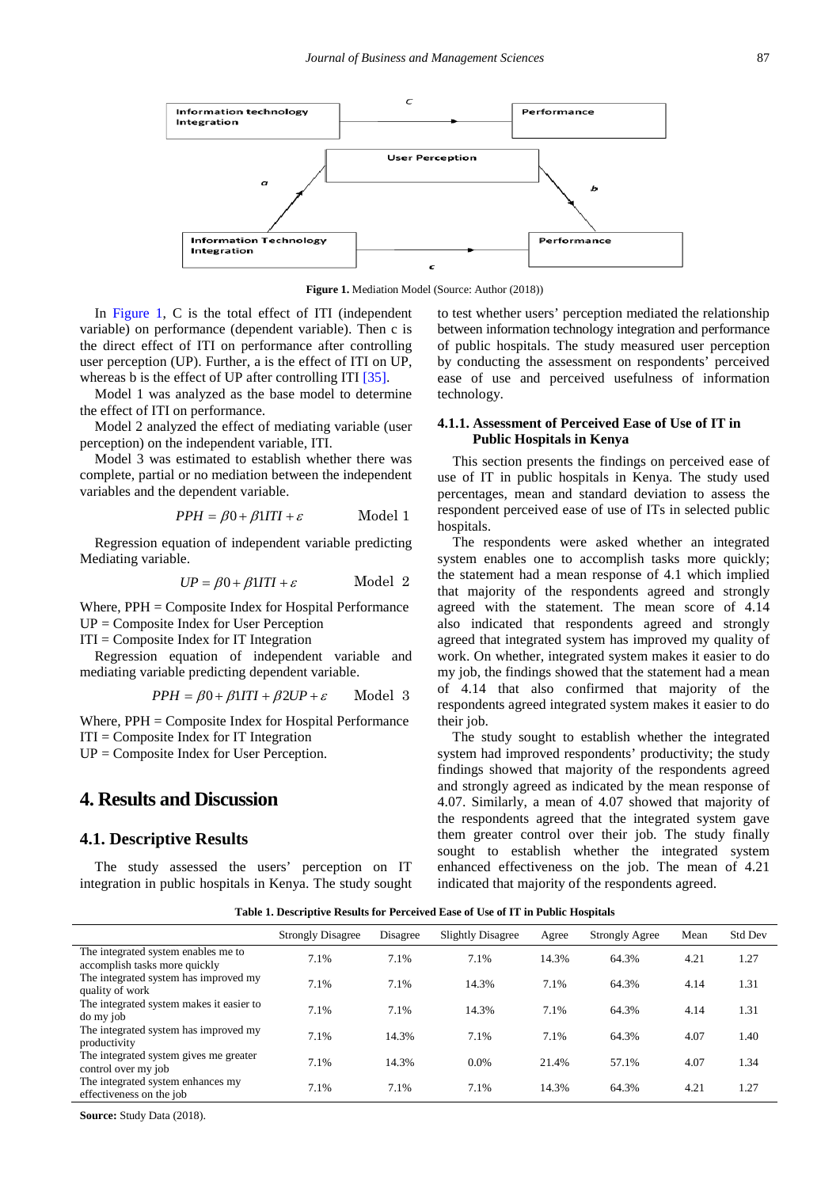Figure 1. Mediation Model (Source: Author (2018))

In Figure 1, C is the total effect of ITI (independent variable) on performance (dependent variable). Then c is the direct effect of ITI on performance after controlling user perception (UP). Further, a is the effect of ITI on UP, whereas b is the effect of UP after controlling ITI [35].

Model 1 was analyzed as the base model to determine the effect of ITI on performance.

Model 2 analyzed the effect of mediating variable (user perception) on the independent variable, ITI.

Model 3 was estimated to establish whether there was complete, partial or no mediation between the independent variables and the dependent variable.

$$PPH = \beta 0 + \beta 1 ITI + \varepsilon \qquad \text{Model 1}$$

Regression equation of independent variable predicting Mediating variable.

$$UP = \beta 0 + \beta 1 ITI + \varepsilon \qquad \text{Model 2}$$

Where, PPH = Composite Index for Hospital Performance
UP = Composite Index for User Perception
ITI = Composite Index for IT Integration

Regression equation of independent variable and mediating variable predicting dependent variable.

$$PPH = \beta 0 + \beta 1 ITI + \beta 2 UP + \varepsilon \qquad \text{Model 3}$$

Where, PPH = Composite Index for Hospital Performance
ITI = Composite Index for IT Integration
UP = Composite Index for User Perception.

# 4. Results and Discussion

## 4.1. Descriptive Results

The study assessed the users' perception on IT integration in public hospitals in Kenya. The study sought to test whether users' perception mediated the relationship between information technology integration and performance of public hospitals. The study measured user perception by conducting the assessment on respondents' perceived ease of use and perceived usefulness of information technology.

### 4.1.1. Assessment of Perceived Ease of Use of IT in Public Hospitals in Kenya

This section presents the findings on perceived ease of use of IT in public hospitals in Kenya. The study used percentages, mean and standard deviation to assess the respondent perceived ease of use of ITs in selected public hospitals.

The respondents were asked whether an integrated system enables one to accomplish tasks more quickly; the statement had a mean response of 4.1 which implied that majority of the respondents agreed and strongly agreed with the statement. The mean score of 4.14 also indicated that respondents agreed and strongly agreed that integrated system has improved my quality of work. On whether, integrated system makes it easier to do my job, the findings showed that the statement had a mean of 4.14 that also confirmed that majority of the respondents agreed integrated system makes it easier to do their job.

The study sought to establish whether the integrated system had improved respondents' productivity; the study findings showed that majority of the respondents agreed and strongly agreed as indicated by the mean response of 4.07. Similarly, a mean of 4.07 showed that majority of the respondents agreed that the integrated system gave them greater control over their job. The study finally sought to establish whether the integrated system enhanced effectiveness on the job. The mean of 4.21 indicated that majority of the respondents agreed.

**Table 1. Descriptive Results for Perceived Ease of Use of IT in Public Hospitals**

| | Strongly Disagree | Disagree | Slightly Disagree | Agree | Strongly Agree | Mean | Std Dev |
|---|---|---|---|---|---|---|---|
| The integrated system enables me to accomplish tasks more quickly | 7.1% | 7.1% | 7.1% | 14.3% | 64.3% | 4.21 | 1.27 |
| The integrated system has improved my quality of work | 7.1% | 7.1% | 14.3% | 7.1% | 64.3% | 4.14 | 1.31 |
| The integrated system makes it easier to do my job | 7.1% | 7.1% | 14.3% | 7.1% | 64.3% | 4.14 | 1.31 |
| The integrated system has improved my productivity | 7.1% | 14.3% | 7.1% | 7.1% | 64.3% | 4.07 | 1.40 |
| The integrated system gives me greater control over my job | 7.1% | 14.3% | 0.0% | 21.4% | 57.1% | 4.07 | 1.34 |
| The integrated system enhances my effectiveness on the job | 7.1% | 7.1% | 7.1% | 14.3% | 64.3% | 4.21 | 1.27 |

**Source:** Study Data (2018).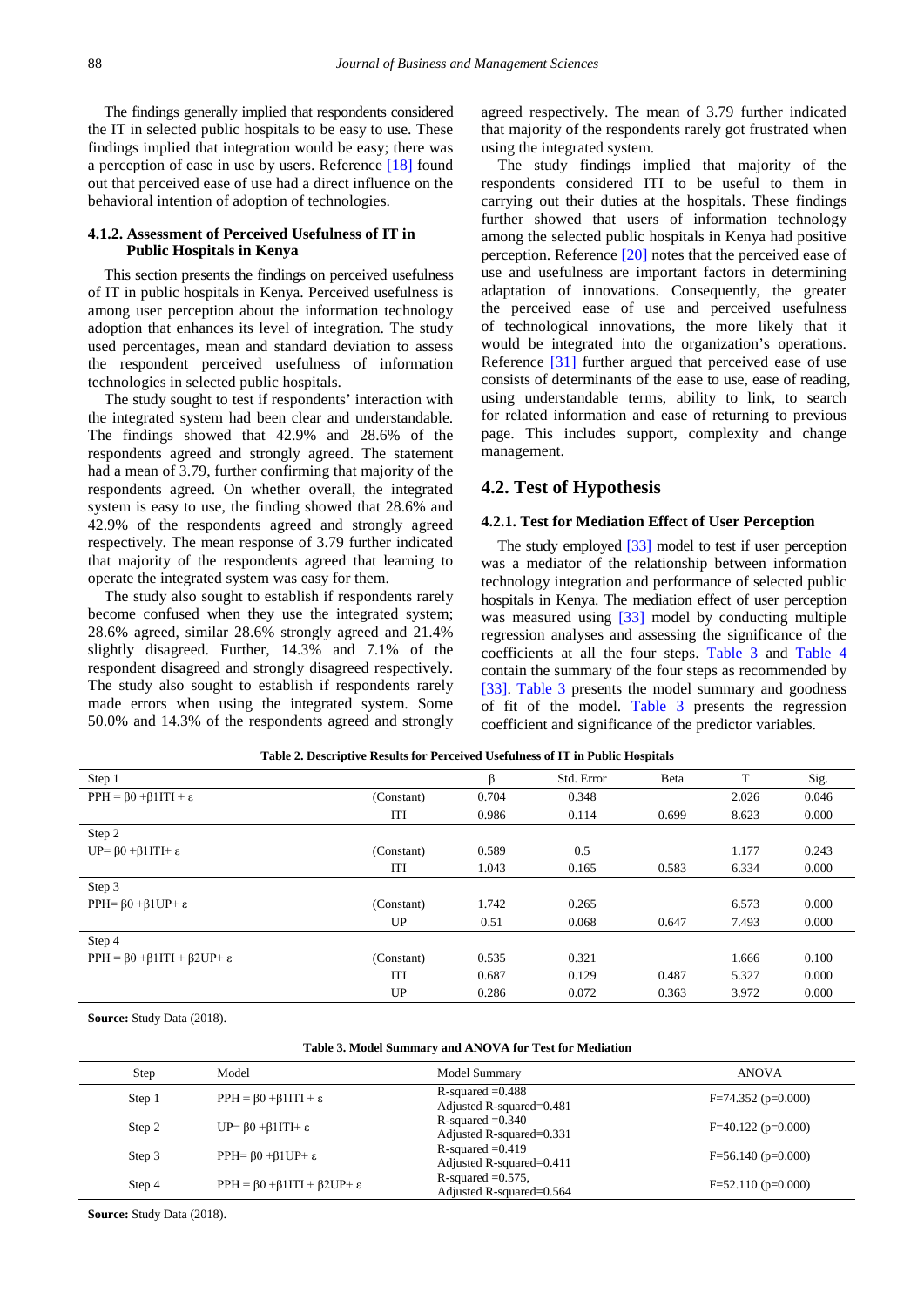The findings generally implied that respondents considered the IT in selected public hospitals to be easy to use. These findings implied that integration would be easy; there was a perception of ease in use by users. Reference [18] found out that perceived ease of use had a direct influence on the behavioral intention of adoption of technologies.

#### 4.1.2. Assessment of Perceived Usefulness of IT in Public Hospitals in Kenya

This section presents the findings on perceived usefulness of IT in public hospitals in Kenya. Perceived usefulness is among user perception about the information technology adoption that enhances its level of integration. The study used percentages, mean and standard deviation to assess the respondent perceived usefulness of information technologies in selected public hospitals.

The study sought to test if respondents' interaction with the integrated system had been clear and understandable. The findings showed that 42.9% and 28.6% of the respondents agreed and strongly agreed. The statement had a mean of 3.79, further confirming that majority of the respondents agreed. On whether overall, the integrated system is easy to use, the finding showed that 28.6% and 42.9% of the respondents agreed and strongly agreed respectively. The mean response of 3.79 further indicated that majority of the respondents agreed that learning to operate the integrated system was easy for them.

The study also sought to establish if respondents rarely become confused when they use the integrated system; 28.6% agreed, similar 28.6% strongly agreed and 21.4% slightly disagreed. Further, 14.3% and 7.1% of the respondent disagreed and strongly disagreed respectively. The study also sought to establish if respondents rarely made errors when using the integrated system. Some 50.0% and 14.3% of the respondents agreed and strongly agreed respectively. The mean of 3.79 further indicated that majority of the respondents rarely got frustrated when using the integrated system.

The study findings implied that majority of the respondents considered ITI to be useful to them in carrying out their duties at the hospitals. These findings further showed that users of information technology among the selected public hospitals in Kenya had positive perception. Reference [20] notes that the perceived ease of use and usefulness are important factors in determining adaptation of innovations. Consequently, the greater the perceived ease of use and perceived usefulness of technological innovations, the more likely that it would be integrated into the organization's operations. Reference [31] further argued that perceived ease of use consists of determinants of the ease to use, ease of reading, using understandable terms, ability to link, to search for related information and ease of returning to previous page. This includes support, complexity and change management.

## 4.2. Test of Hypothesis

#### 4.2.1. Test for Mediation Effect of User Perception

The study employed [33] model to test if user perception was a mediator of the relationship between information technology integration and performance of selected public hospitals in Kenya. The mediation effect of user perception was measured using [33] model by conducting multiple regression analyses and assessing the significance of the coefficients at all the four steps. Table 3 and Table 4 contain the summary of the four steps as recommended by [33]. Table 3 presents the model summary and goodness of fit of the model. Table 3 presents the regression coefficient and significance of the predictor variables.

**Table 2. Descriptive Results for Perceived Usefulness of IT in Public Hospitals**

| Step 1 | | β | Std. Error | Beta | T | Sig. |
|---|---|---|---|---|---|---|
| $PPH = \beta 0 + \beta 1ITI + \varepsilon$ | (Constant) | 0.704 | 0.348 | | 2.026 | 0.046 |
| | ITI | 0.986 | 0.114 | 0.699 | 8.623 | 0.000 |
| Step 2 | | | | | | |
| $UP = \beta 0 + \beta 1ITI + \varepsilon$ | (Constant) | 0.589 | 0.5 | | 1.177 | 0.243 |
| | ITI | 1.043 | 0.165 | 0.583 | 6.334 | 0.000 |
| Step 3 | | | | | | |
| $PPH = \beta 0 + \beta 1UP + \varepsilon$ | (Constant) | 1.742 | 0.265 | | 6.573 | 0.000 |
| | UP | 0.51 | 0.068 | 0.647 | 7.493 | 0.000 |
| Step 4 | | | | | | |
| $PPH = \beta 0 + \beta 1ITI + \beta 2UP + \varepsilon$ | (Constant) | 0.535 | 0.321 | | 1.666 | 0.100 |
| | ITI | 0.687 | 0.129 | 0.487 | 5.327 | 0.000 |
| | UP | 0.286 | 0.072 | 0.363 | 3.972 | 0.000 |

**Source:** Study Data (2018).

**Table 3. Model Summary and ANOVA for Test for Mediation**

| Step | Model | Model Summary | ANOVA |
|---|---|---|---|
| Step 1 | $PPH = \beta 0 + \beta 1ITI + \varepsilon$ | R-squared =0.488<br>Adjusted R-squared=0.481 | F=74.352 (p=0.000) |
| Step 2 | $UP = \beta 0 + \beta 1ITI + \varepsilon$ | R-squared =0.340<br>Adjusted R-squared=0.331 | F=40.122 (p=0.000) |
| Step 3 | $PPH = \beta 0 + \beta 1UP + \varepsilon$ | R-squared =0.419<br>Adjusted R-squared=0.411 | F=56.140 (p=0.000) |
| Step 4 | $PPH = \beta 0 + \beta 1ITI + \beta 2UP + \varepsilon$ | R-squared =0.575,<br>Adjusted R-squared=0.564 | F=52.110 (p=0.000) |

**Source:** Study Data (2018).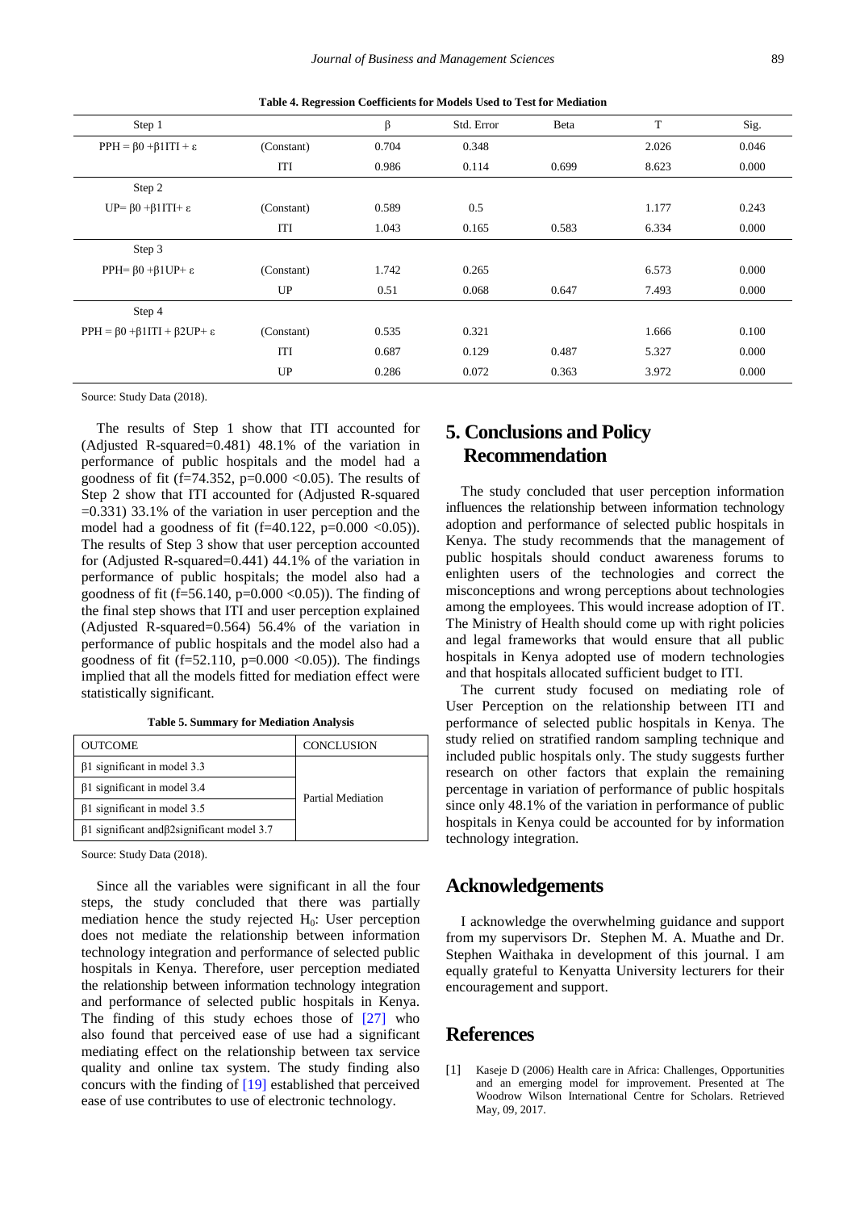**Table 4. Regression Coefficients for Models Used to Test for Mediation**

| Step 1 | | β | Std. Error | Beta | T | Sig. |
|---|---|---|---|---|---|---|
| $PPH = β0 + β1ITI + ε$ | (Constant) | 0.704 | 0.348 | | 2.026 | 0.046 |
| | ITI | 0.986 | 0.114 | 0.699 | 8.623 | 0.000 |
| Step 2 | | | | | | |
| $UP = β0 + β1ITI + ε$ | (Constant) | 0.589 | 0.5 | | 1.177 | 0.243 |
| | ITI | 1.043 | 0.165 | 0.583 | 6.334 | 0.000 |
| Step 3 | | | | | | |
| $PPH = β0 + β1UP + ε$ | (Constant) | 1.742 | 0.265 | | 6.573 | 0.000 |
| | UP | 0.51 | 0.068 | 0.647 | 7.493 | 0.000 |
| Step 4 | | | | | | |
| $PPH = β0 + β1ITI + β2UP + ε$ | (Constant) | 0.535 | 0.321 | | 1.666 | 0.100 |
| | ITI | 0.687 | 0.129 | 0.487 | 5.327 | 0.000 |
| | UP | 0.286 | 0.072 | 0.363 | 3.972 | 0.000 |

Source: Study Data (2018).

The results of Step 1 show that ITI accounted for (Adjusted R-squared=0.481) 48.1% of the variation in performance of public hospitals and the model had a goodness of fit (f=74.352, p=0.000 <0.05). The results of Step 2 show that ITI accounted for (Adjusted R-squared =0.331) 33.1% of the variation in user perception and the model had a goodness of fit (f=40.122, p=0.000 <0.05)). The results of Step 3 show that user perception accounted for (Adjusted R-squared=0.441) 44.1% of the variation in performance of public hospitals; the model also had a goodness of fit (f=56.140, p=0.000 <0.05)). The finding of the final step shows that ITI and user perception explained (Adjusted R-squared=0.564) 56.4% of the variation in performance of public hospitals and the model also had a goodness of fit (f=52.110, p=0.000 <0.05)). The findings implied that all the models fitted for mediation effect were statistically significant.

**Table 5. Summary for Mediation Analysis**

| OUTCOME | CONCLUSION |
|---|---|
| β1 significant in model 3.3 | Partial Mediation |
| β1 significant in model 3.4 | |
| β1 significant in model 3.5 | |
| β1 significant andβ2significant model 3.7 | |

Source: Study Data (2018).

Since all the variables were significant in all the four steps, the study concluded that there was partially mediation hence the study rejected $H_0$: User perception does not mediate the relationship between information technology integration and performance of selected public hospitals in Kenya. Therefore, user perception mediated the relationship between information technology integration and performance of selected public hospitals in Kenya. The finding of this study echoes those of [27] who also found that perceived ease of use had a significant mediating effect on the relationship between tax service quality and online tax system. The study finding also concurs with the finding of [19] established that perceived ease of use contributes to use of electronic technology.

## 5. Conclusions and Policy Recommendation

The study concluded that user perception information influences the relationship between information technology adoption and performance of selected public hospitals in Kenya. The study recommends that the management of public hospitals should conduct awareness forums to enlighten users of the technologies and correct the misconceptions and wrong perceptions about technologies among the employees. This would increase adoption of IT. The Ministry of Health should come up with right policies and legal frameworks that would ensure that all public hospitals in Kenya adopted use of modern technologies and that hospitals allocated sufficient budget to ITI.

The current study focused on mediating role of User Perception on the relationship between ITI and performance of selected public hospitals in Kenya. The study relied on stratified random sampling technique and included public hospitals only. The study suggests further research on other factors that explain the remaining percentage in variation of performance of public hospitals since only 48.1% of the variation in performance of public hospitals in Kenya could be accounted for by information technology integration.

## Acknowledgements

I acknowledge the overwhelming guidance and support from my supervisors Dr. Stephen M. A. Muathe and Dr. Stephen Waithaka in development of this journal. I am equally grateful to Kenyatta University lecturers for their encouragement and support.

## References

[1] Kaseje D (2006) Health care in Africa: Challenges, Opportunities and an emerging model for improvement. Presented at The Woodrow Wilson International Centre for Scholars. Retrieved May, 09, 2017.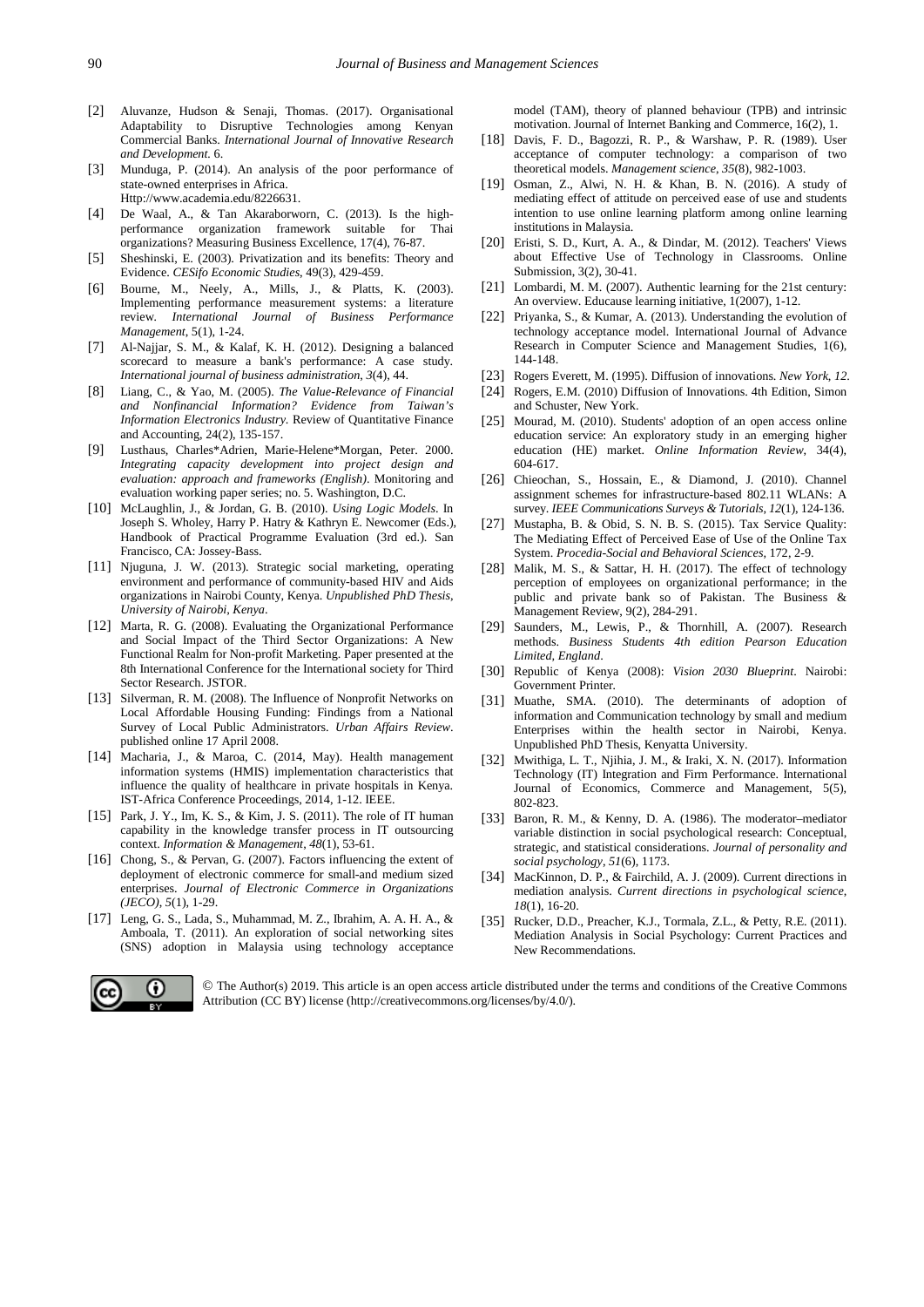[2] Aluvanze, Hudson & Senaji, Thomas. (2017). Organisational Adaptability to Disruptive Technologies among Kenyan Commercial Banks. *International Journal of Innovative Research and Development.* 6.

[3] Munduga, P. (2014). An analysis of the poor performance of state-owned enterprises in Africa. Http://www.academia.edu/8226631.

[4] De Waal, A., & Tan Akaraborworn, C. (2013). Is the high-performance organization framework suitable for Thai organizations? Measuring Business Excellence, 17(4), 76-87.

[5] Sheshinski, E. (2003). Privatization and its benefits: Theory and Evidence. *CESifo Economic Studies*, 49(3), 429-459.

[6] Bourne, M., Neely, A., Mills, J., & Platts, K. (2003). Implementing performance measurement systems: a literature review. *International Journal of Business Performance Management*, 5(1), 1-24.

[7] Al-Najjar, S. M., & Kalaf, K. H. (2012). Designing a balanced scorecard to measure a bank's performance: A case study. *International journal of business administration*, *3*(4), 44.

[8] Liang, C., & Yao, M. (2005). *The Value-Relevance of Financial and Nonfinancial Information? Evidence from Taiwan's Information Electronics Industry.* Review of Quantitative Finance and Accounting, 24(2), 135-157.

[9] Lusthaus, Charles*Adrien, Marie-Helene*Morgan, Peter. 2000. *Integrating capacity development into project design and evaluation: approach and frameworks (English)*. Monitoring and evaluation working paper series; no. 5. Washington, D.C.

[10] McLaughlin, J., & Jordan, G. B. (2010). *Using Logic Models*. In Joseph S. Wholey, Harry P. Hatry & Kathryn E. Newcomer (Eds.), Handbook of Practical Programme Evaluation (3rd ed.). San Francisco, CA: Jossey-Bass.

[11] Njuguna, J. W. (2013). Strategic social marketing, operating environment and performance of community-based HIV and Aids organizations in Nairobi County, Kenya. *Unpublished PhD Thesis, University of Nairobi, Kenya*.

[12] Marta, R. G. (2008). Evaluating the Organizational Performance and Social Impact of the Third Sector Organizations: A New Functional Realm for Non-profit Marketing. Paper presented at the 8th International Conference for the International society for Third Sector Research. JSTOR.

[13] Silverman, R. M. (2008). The Influence of Nonprofit Networks on Local Affordable Housing Funding: Findings from a National Survey of Local Public Administrators. *Urban Affairs Review*. published online 17 April 2008.

[14] Macharia, J., & Maroa, C. (2014, May). Health management information systems (HMIS) implementation characteristics that influence the quality of healthcare in private hospitals in Kenya. IST-Africa Conference Proceedings, 2014, 1-12. IEEE.

[15] Park, J. Y., Im, K. S., & Kim, J. S. (2011). The role of IT human capability in the knowledge transfer process in IT outsourcing context. *Information & Management*, *48*(1), 53-61.

[16] Chong, S., & Pervan, G. (2007). Factors influencing the extent of deployment of electronic commerce for small-and medium sized enterprises. *Journal of Electronic Commerce in Organizations (JECO)*, *5*(1), 1-29.

[17] Leng, G. S., Lada, S., Muhammad, M. Z., Ibrahim, A. A. H. A., & Amboala, T. (2011). An exploration of social networking sites (SNS) adoption in Malaysia using technology acceptance model (TAM), theory of planned behaviour (TPB) and intrinsic motivation. Journal of Internet Banking and Commerce, 16(2), 1.

[18] Davis, F. D., Bagozzi, R. P., & Warshaw, P. R. (1989). User acceptance of computer technology: a comparison of two theoretical models. *Management science*, *35*(8), 982-1003.

[19] Osman, Z., Alwi, N. H. & Khan, B. N. (2016). A study of mediating effect of attitude on perceived ease of use and students intention to use online learning platform among online learning institutions in Malaysia.

[20] Eristi, S. D., Kurt, A. A., & Dindar, M. (2012). Teachers' Views about Effective Use of Technology in Classrooms. Online Submission, 3(2), 30-41.

[21] Lombardi, M. M. (2007). Authentic learning for the 21st century: An overview. Educause learning initiative, 1(2007), 1-12.

[22] Priyanka, S., & Kumar, A. (2013). Understanding the evolution of technology acceptance model. International Journal of Advance Research in Computer Science and Management Studies, 1(6), 144-148.

[23] Rogers Everett, M. (1995). Diffusion of innovations. *New York*, *12*.

[24] Rogers, E.M. (2010) Diffusion of Innovations. 4th Edition, Simon and Schuster, New York.

[25] Mourad, M. (2010). Students' adoption of an open access online education service: An exploratory study in an emerging higher education (HE) market. *Online Information Review*, 34(4), 604-617.

[26] Chieochan, S., Hossain, E., & Diamond, J. (2010). Channel assignment schemes for infrastructure-based 802.11 WLANs: A survey. *IEEE Communications Surveys & Tutorials*, *12*(1), 124-136.

[27] Mustapha, B. & Obid, S. N. B. S. (2015). Tax Service Quality: The Mediating Effect of Perceived Ease of Use of the Online Tax System. *Procedia-Social and Behavioral Sciences*, 172, 2-9.

[28] Malik, M. S., & Sattar, H. H. (2017). The effect of technology perception of employees on organizational performance; in the public and private bank so of Pakistan. The Business & Management Review, 9(2), 284-291.

[29] Saunders, M., Lewis, P., & Thornhill, A. (2007). Research methods. *Business Students 4th edition Pearson Education Limited, England*.

[30] Republic of Kenya (2008): *Vision 2030 Blueprint*. Nairobi: Government Printer.

[31] Muathe, SMA. (2010). The determinants of adoption of information and Communication technology by small and medium Enterprises within the health sector in Nairobi, Kenya. Unpublished PhD Thesis, Kenyatta University.

[32] Mwithiga, L. T., Njihia, J. M., & Iraki, X. N. (2017). Information Technology (IT) Integration and Firm Performance. International Journal of Economics, Commerce and Management, 5(5), 802-823.

[33] Baron, R. M., & Kenny, D. A. (1986). The moderator–mediator variable distinction in social psychological research: Conceptual, strategic, and statistical considerations. *Journal of personality and social psychology*, *51*(6), 1173.

[34] MacKinnon, D. P., & Fairchild, A. J. (2009). Current directions in mediation analysis. *Current directions in psychological science*, *18*(1), 16-20.

[35] Rucker, D.D., Preacher, K.J., Tormala, Z.L., & Petty, R.E. (2011). Mediation Analysis in Social Psychology: Current Practices and New Recommendations.

© The Author(s) 2019. This article is an open access article distributed under the terms and conditions of the Creative Commons Attribution (CC BY) license (http://creativecommons.org/licenses/by/4.0/).